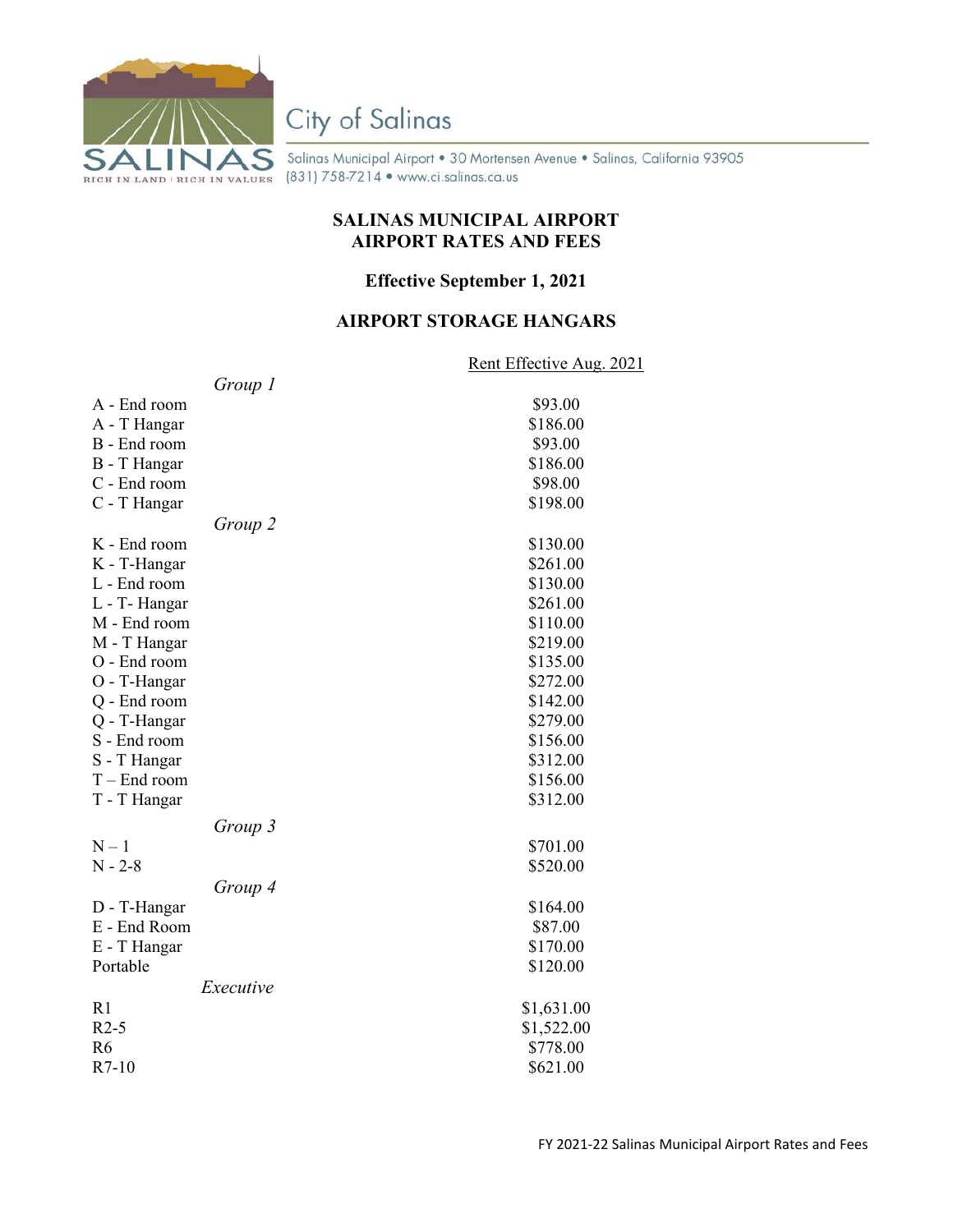City of Salinas

Salinas Municipal Airport • 30 Mortensen Avenue • Salinas, California 93905
(831) 758-7214 • www.ci.salinas.ca.us

# SALINAS MUNICIPAL AIRPORT
# AIRPORT RATES AND FEES

**Effective September 1, 2021**

## AIRPORT STORAGE HANGARS

| | Rent Effective Aug. 2021 |
|---|---|
| *Group 1* | |
| A - End room | $93.00 |
| A - T Hangar | $186.00 |
| B - End room | $93.00 |
| B - T Hangar | $186.00 |
| C - End room | $98.00 |
| C - T Hangar | $198.00 |
| *Group 2* | |
| K - End room | $130.00 |
| K - T-Hangar | $261.00 |
| L - End room | $130.00 |
| L - T- Hangar | $261.00 |
| M - End room | $110.00 |
| M - T Hangar | $219.00 |
| O - End room | $135.00 |
| O - T-Hangar | $272.00 |
| Q - End room | $142.00 |
| Q - T-Hangar | $279.00 |
| S - End room | $156.00 |
| S - T Hangar | $312.00 |
| T – End room | $156.00 |
| T - T Hangar | $312.00 |
| *Group 3* | |
| N – 1 | $701.00 |
| N - 2-8 | $520.00 |
| *Group 4* | |
| D - T-Hangar | $164.00 |
| E - End Room | $87.00 |
| E - T Hangar | $170.00 |
| Portable | $120.00 |
| *Executive* | |
| R1 | $1,631.00 |
| R2-5 | $1,522.00 |
| R6 | $778.00 |
| R7-10 | $621.00 |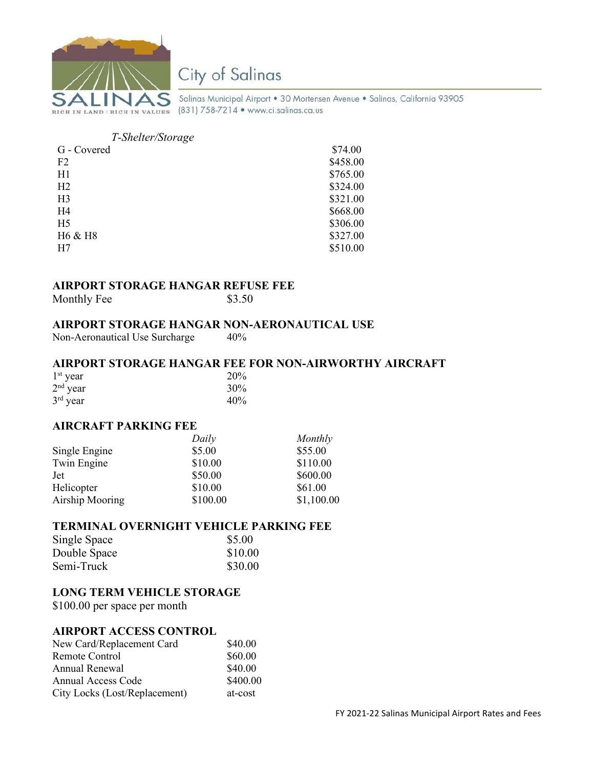City of Salinas

Salinas Municipal Airport • 30 Mortensen Avenue • Salinas, California 93905
(831) 758-7214 • www.ci.salinas.ca.us

*T-Shelter/Storage*

| | |
|---|---|
| G - Covered | $74.00 |
| F2 | $458.00 |
| H1 | $765.00 |
| H2 | $324.00 |
| H3 | $321.00 |
| H4 | $668.00 |
| H5 | $306.00 |
| H6 & H8 | $327.00 |
| H7 | $510.00 |

## AIRPORT STORAGE HANGAR REFUSE FEE

| | |
|---|---|
| Monthly Fee | $3.50 |

## AIRPORT STORAGE HANGAR NON-AERONAUTICAL USE

| | |
|---|---|
| Non-Aeronautical Use Surcharge | 40% |

## AIRPORT STORAGE HANGAR FEE FOR NON-AIRWORTHY AIRCRAFT

| | |
|---|---|
| 1st year | 20% |
| 2nd year | 30% |
| 3rd year | 40% |

## AIRCRAFT PARKING FEE

| | *Daily* | *Monthly* |
|---|---|---|
| Single Engine | $5.00 | $55.00 |
| Twin Engine | $10.00 | $110.00 |
| Jet | $50.00 | $600.00 |
| Helicopter | $10.00 | $61.00 |
| Airship Mooring | $100.00 | $1,100.00 |

## TERMINAL OVERNIGHT VEHICLE PARKING FEE

| | |
|---|---|
| Single Space | $5.00 |
| Double Space | $10.00 |
| Semi-Truck | $30.00 |

## LONG TERM VEHICLE STORAGE

$100.00 per space per month

## AIRPORT ACCESS CONTROL

| | |
|---|---|
| New Card/Replacement Card | $40.00 |
| Remote Control | $60.00 |
| Annual Renewal | $40.00 |
| Annual Access Code | $400.00 |
| City Locks (Lost/Replacement) | at-cost |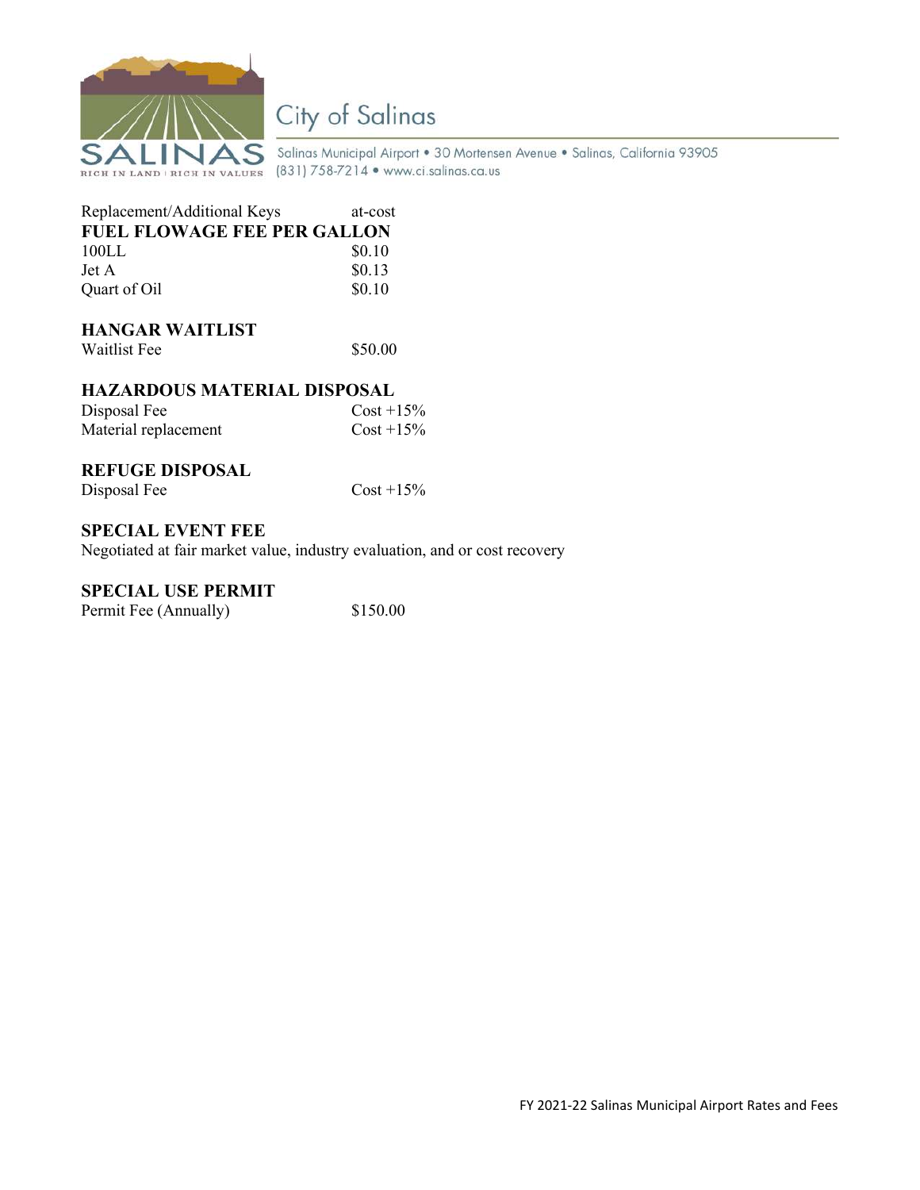City of Salinas

Salinas Municipal Airport • 30 Mortensen Avenue • Salinas, California 93905
(831) 758-7214 • www.ci.salinas.ca.us

| | |
|---|---|
| Replacement/Additional Keys | at-cost |

**FUEL FLOWAGE FEE PER GALLON**

| | |
|---|---|
| 100LL | $0.10 |
| Jet A | $0.13 |
| Quart of Oil | $0.10 |

**HANGAR WAITLIST**

| | |
|---|---|
| Waitlist Fee | $50.00 |

**HAZARDOUS MATERIAL DISPOSAL**

| | |
|---|---|
| Disposal Fee | Cost +15% |
| Material replacement | Cost +15% |

**REFUGE DISPOSAL**

| | |
|---|---|
| Disposal Fee | Cost +15% |

**SPECIAL EVENT FEE**

Negotiated at fair market value, industry evaluation, and or cost recovery

**SPECIAL USE PERMIT**

| | |
|---|---|
| Permit Fee (Annually) | $150.00 |